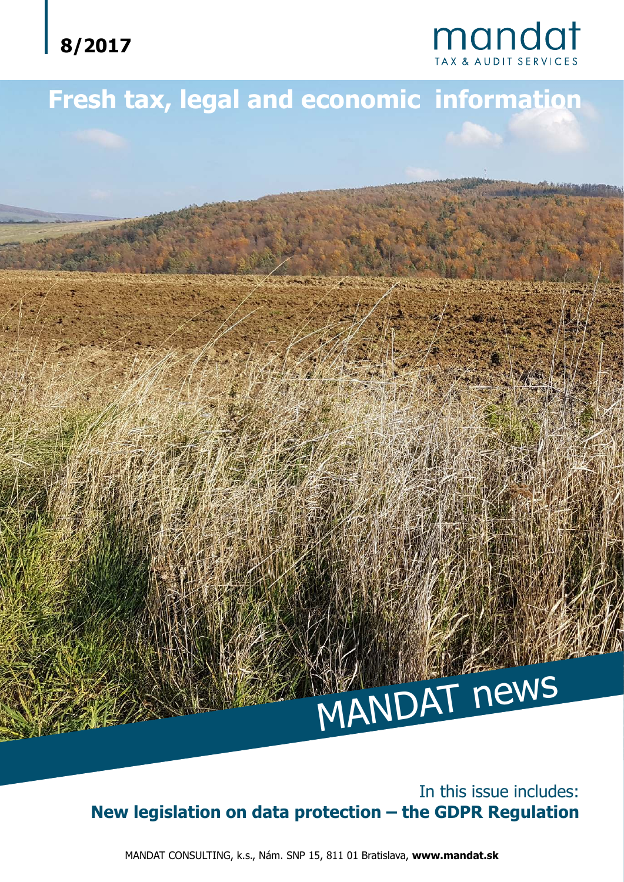8/2017

mandat
TAX & AUDIT SERVICES

# Fresh tax, legal and economic information

MANDAT news

In this issue includes:
**New legislation on data protection – the GDPR Regulation**

MANDAT CONSULTING, k.s., Nám. SNP 15, 811 01 Bratislava, **www.mandat.sk**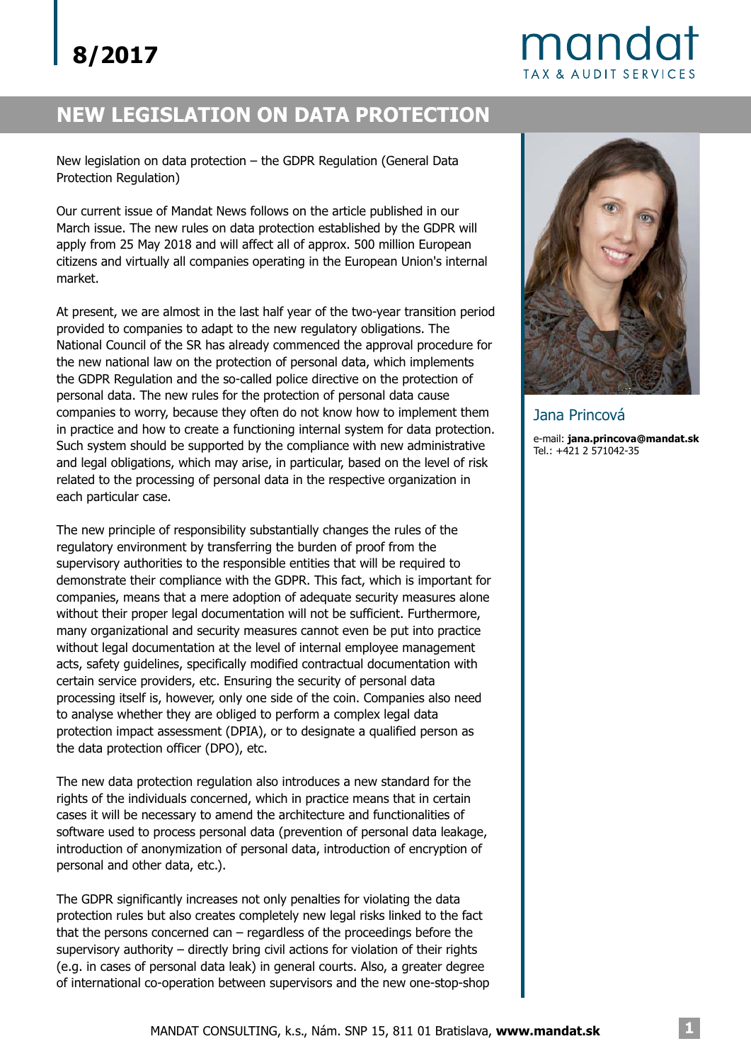8/2017

# NEW LEGISLATION ON DATA PROTECTION

New legislation on data protection – the GDPR Regulation (General Data Protection Regulation)

Our current issue of Mandat News follows on the article published in our March issue. The new rules on data protection established by the GDPR will apply from 25 May 2018 and will affect all of approx. 500 million European citizens and virtually all companies operating in the European Union's internal market.

At present, we are almost in the last half year of the two-year transition period provided to companies to adapt to the new regulatory obligations. The National Council of the SR has already commenced the approval procedure for the new national law on the protection of personal data, which implements the GDPR Regulation and the so-called police directive on the protection of personal data. The new rules for the protection of personal data cause companies to worry, because they often do not know how to implement them in practice and how to create a functioning internal system for data protection. Such system should be supported by the compliance with new administrative and legal obligations, which may arise, in particular, based on the level of risk related to the processing of personal data in the respective organization in each particular case.

The new principle of responsibility substantially changes the rules of the regulatory environment by transferring the burden of proof from the supervisory authorities to the responsible entities that will be required to demonstrate their compliance with the GDPR. This fact, which is important for companies, means that a mere adoption of adequate security measures alone without their proper legal documentation will not be sufficient. Furthermore, many organizational and security measures cannot even be put into practice without legal documentation at the level of internal employee management acts, safety guidelines, specifically modified contractual documentation with certain service providers, etc. Ensuring the security of personal data processing itself is, however, only one side of the coin. Companies also need to analyse whether they are obliged to perform a complex legal data protection impact assessment (DPIA), or to designate a qualified person as the data protection officer (DPO), etc.

The new data protection regulation also introduces a new standard for the rights of the individuals concerned, which in practice means that in certain cases it will be necessary to amend the architecture and functionalities of software used to process personal data (prevention of personal data leakage, introduction of anonymization of personal data, introduction of encryption of personal and other data, etc.).

The GDPR significantly increases not only penalties for violating the data protection rules but also creates completely new legal risks linked to the fact that the persons concerned can – regardless of the proceedings before the supervisory authority – directly bring civil actions for violation of their rights (e.g. in cases of personal data leak) in general courts. Also, a greater degree of international co-operation between supervisors and the new one-stop-shop

Jana Princová

e-mail: **jana.princova@mandat.sk**
Tel.: +421 2 571042-35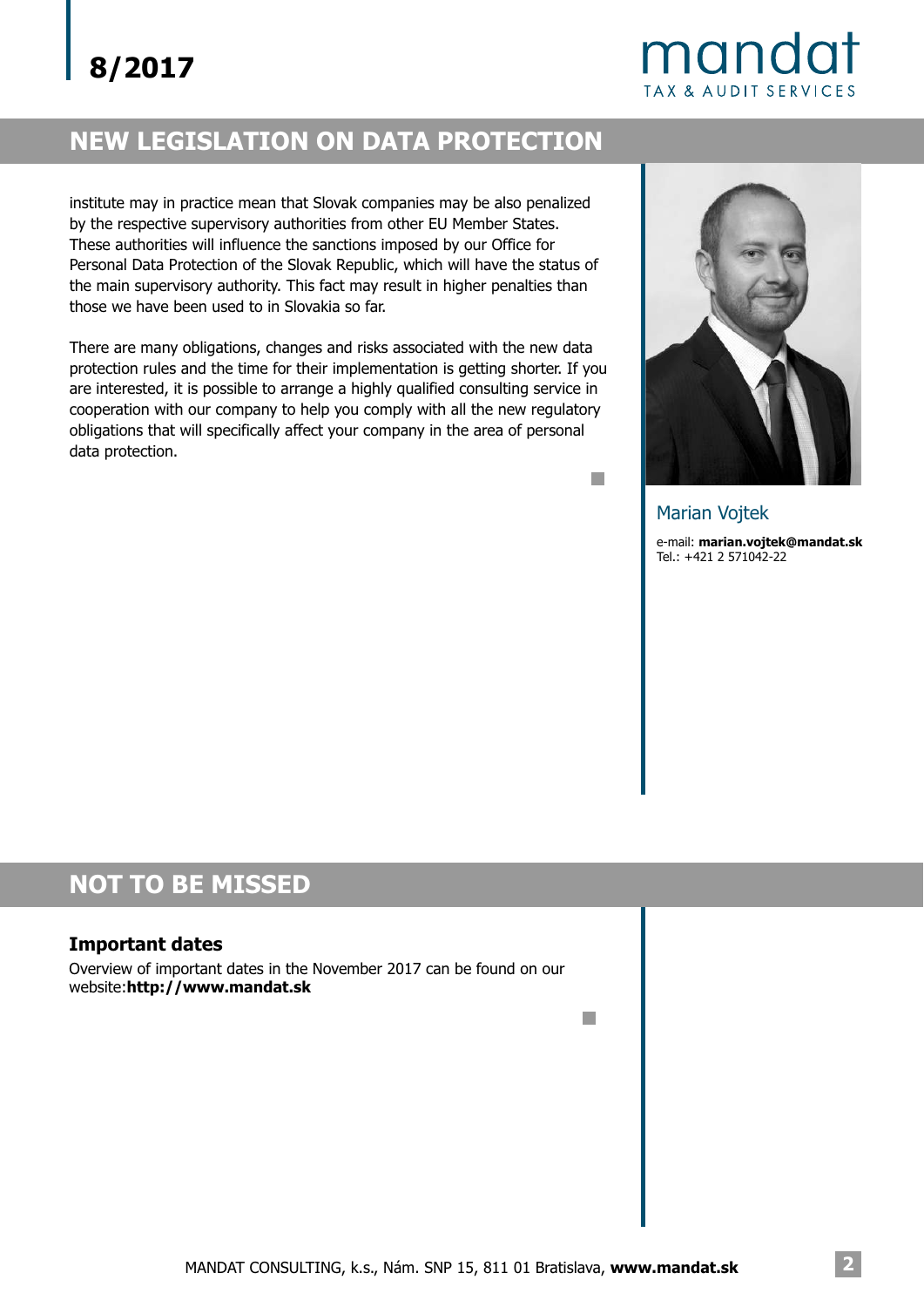## NEW LEGISLATION ON DATA PROTECTION

institute may in practice mean that Slovak companies may be also penalized by the respective supervisory authorities from other EU Member States. These authorities will influence the sanctions imposed by our Office for Personal Data Protection of the Slovak Republic, which will have the status of the main supervisory authority. This fact may result in higher penalties than those we have been used to in Slovakia so far.

There are many obligations, changes and risks associated with the new data protection rules and the time for their implementation is getting shorter. If you are interested, it is possible to arrange a highly qualified consulting service in cooperation with our company to help you comply with all the new regulatory obligations that will specifically affect your company in the area of personal data protection.

Marian Vojtek

e-mail: **marian.vojtek@mandat.sk**
Tel.: +421 2 571042-22

## NOT TO BE MISSED

### Important dates

Overview of important dates in the November 2017 can be found on our website:**http://www.mandat.sk**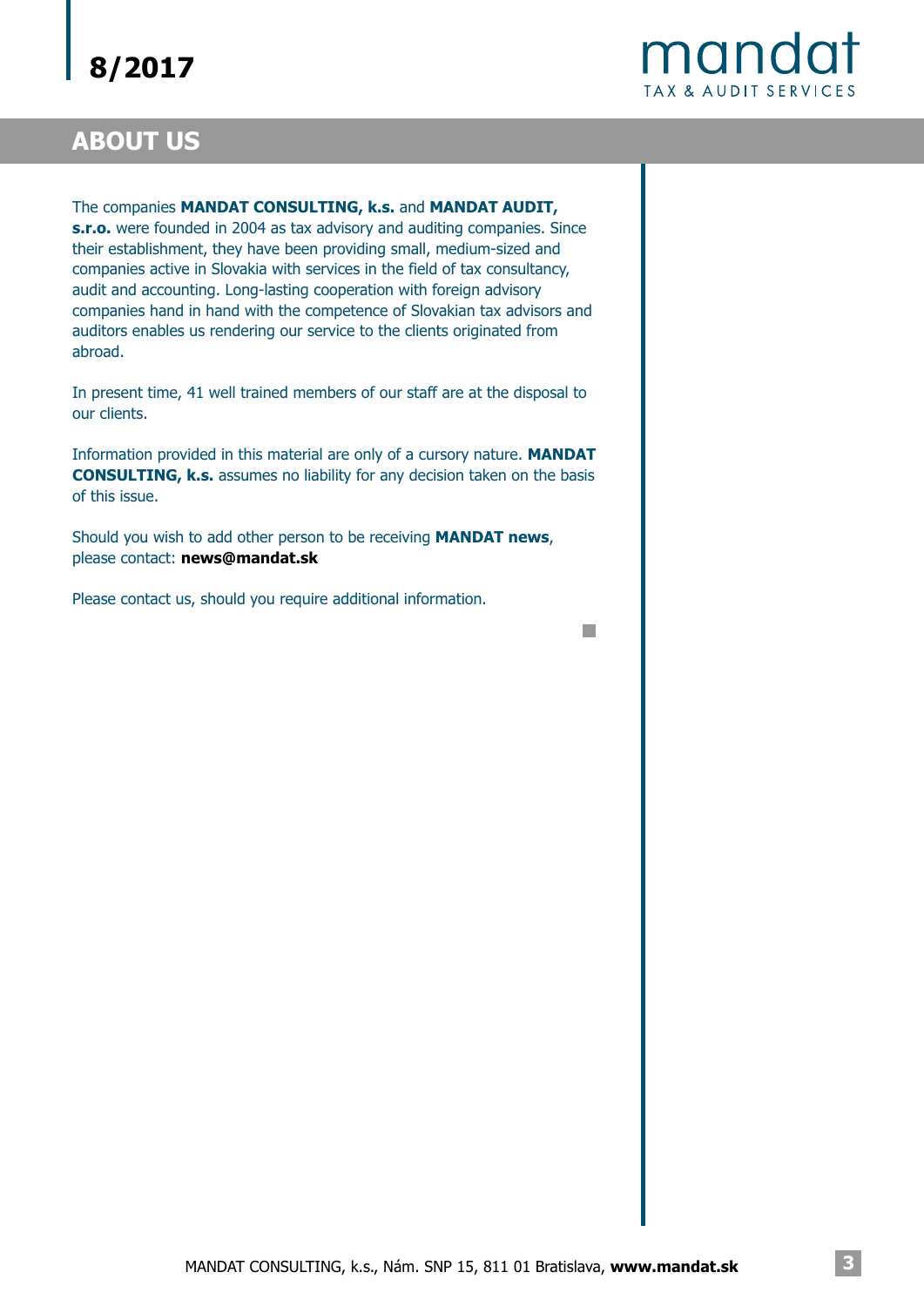## ABOUT US

The companies **MANDAT CONSULTING, k.s.** and **MANDAT AUDIT, s.r.o.** were founded in 2004 as tax advisory and auditing companies. Since their establishment, they have been providing small, medium-sized and companies active in Slovakia with services in the field of tax consultancy, audit and accounting. Long-lasting cooperation with foreign advisory companies hand in hand with the competence of Slovakian tax advisors and auditors enables us rendering our service to the clients originated from abroad.

In present time, 41 well trained members of our staff are at the disposal to our clients.

Information provided in this material are only of a cursory nature. **MANDAT CONSULTING, k.s.** assumes no liability for any decision taken on the basis of this issue.

Should you wish to add other person to be receiving **MANDAT news**, please contact: **news@mandat.sk**

Please contact us, should you require additional information.